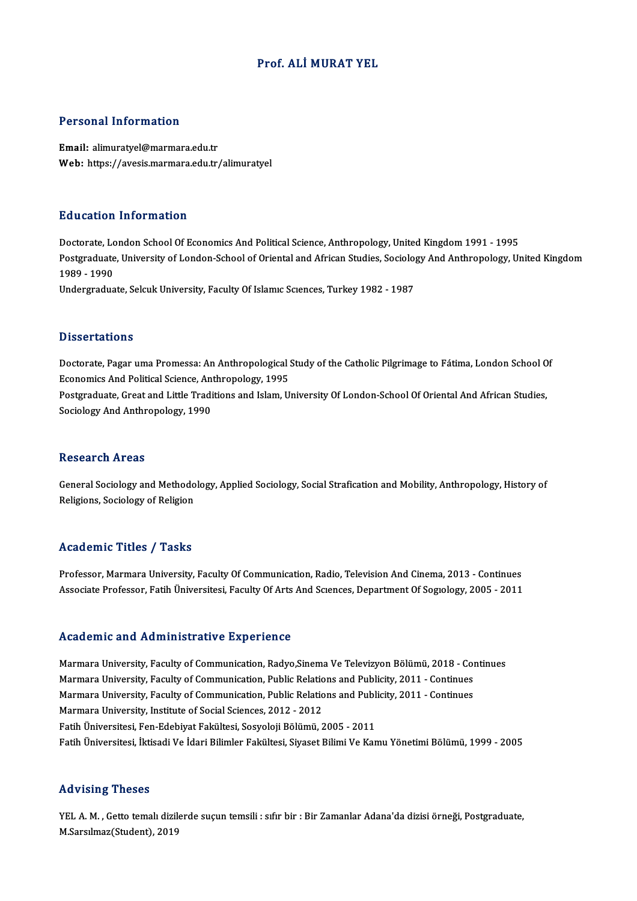# Prof. ALİ MURAT YEL

## Personal Information

**Email:** alimuratyel@marmara.edu.tr
**Web:** https://avesis.marmara.edu.tr/alimuratyel

## Education Information

Doctorate, London School Of Economics And Political Science, Anthropology, United Kingdom 1991 - 1995
Postgraduate, University of London-School of Oriental and African Studies, Sociology And Anthropology, United Kingdom 1989 - 1990
Undergraduate, Selcuk University, Faculty Of Islamıc Scıences, Turkey 1982 - 1987

## Dissertations

Doctorate, Pagar uma Promessa: An Anthropological Study of the Catholic Pilgrimage to Fátima, London School Of Economics And Political Science, Anthropology, 1995
Postgraduate, Great and Little Traditions and Islam, University Of London-School Of Oriental And African Studies, Sociology And Anthropology, 1990

## Research Areas

General Sociology and Methodology, Applied Sociology, Social Strafication and Mobility, Anthropology, History of Religions, Sociology of Religion

## Academic Titles / Tasks

Professor, Marmara University, Faculty Of Communication, Radio, Television And Cinema, 2013 - Continues
Associate Professor, Fatih Üniversitesi, Faculty Of Arts And Scıences, Department Of Sogıology, 2005 - 2011

## Academic and Administrative Experience

Marmara University, Faculty of Communication, Radyo,Sinema Ve Televizyon Bölümü, 2018 - Continues
Marmara University, Faculty of Communication, Public Relations and Publicity, 2011 - Continues
Marmara University, Faculty of Communication, Public Relations and Publicity, 2011 - Continues
Marmara University, Institute of Social Sciences, 2012 - 2012
Fatih Üniversitesi, Fen-Edebiyat Fakültesi, Sosyoloji Bölümü, 2005 - 2011
Fatih Üniversitesi, İktisadi Ve İdari Bilimler Fakültesi, Siyaset Bilimi Ve Kamu Yönetimi Bölümü, 1999 - 2005

## Advising Theses

YEL A. M. , Getto temalı dizilerde suçun temsili : sıfır bir : Bir Zamanlar Adana'da dizisi örneği, Postgraduate, M.Sarsılmaz(Student), 2019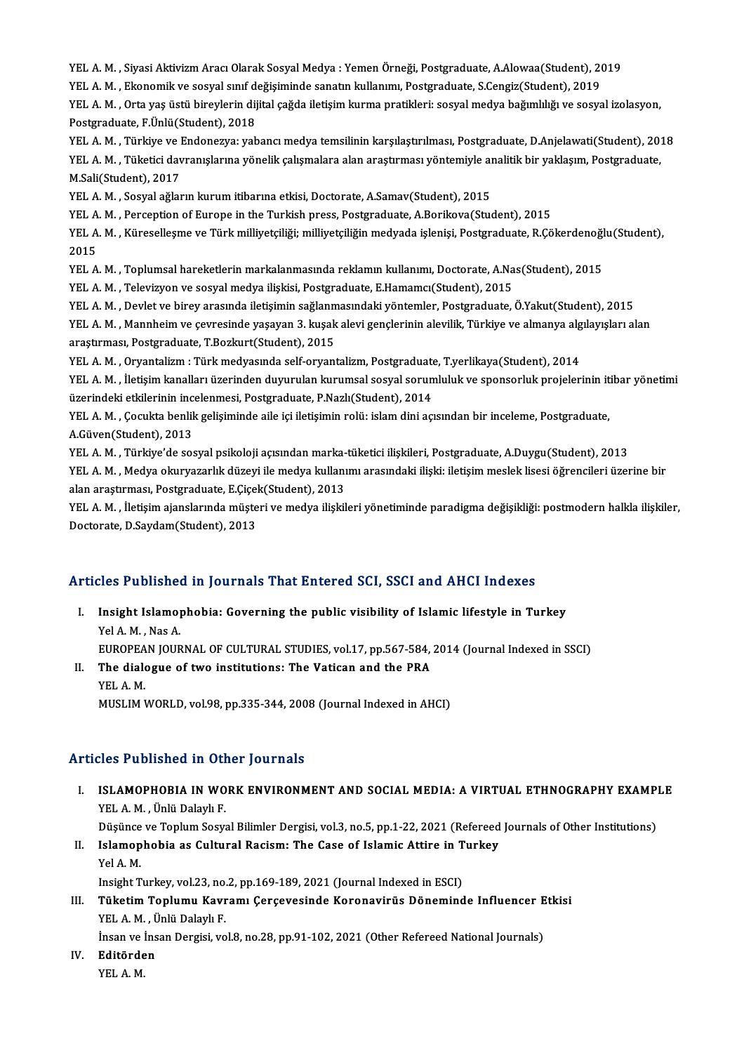YEL A. M. , Siyasi Aktivizm Aracı Olarak Sosyal Medya : Yemen Örneği, Postgraduate, A.Alowaa(Student), 2019
YEL A. M. , Ekonomik ve sosyal sınıf değişiminde sanatın kullanımı, Postgraduate, S.Cengiz(Student), 2019
YEL A. M. , Orta yaş üstü bireylerin dijital çağda iletişim kurma pratikleri: sosyal medya bağımlılığı ve sosyal izolasyon, Postgraduate, F.Ünlü(Student), 2018
YEL A. M. , Türkiye ve Endonezya: yabancı medya temsilinin karşılaştırılması, Postgraduate, D.Anjelawati(Student), 2018
YEL A. M. , Tüketici davranışlarına yönelik çalışmalara alan araştırması yöntemiyle analitik bir yaklaşım, Postgraduate, M.Sali(Student), 2017
YEL A. M. , Sosyal ağların kurum itibarına etkisi, Doctorate, A.Samav(Student), 2015
YEL A. M. , Perception of Europe in the Turkish press, Postgraduate, A.Borikova(Student), 2015
YEL A. M. , Küreselleşme ve Türk milliyetçiliği; milliyetçiliğin medyada işlenişi, Postgraduate, R.Çökerdenoğlu(Student), 2015
YEL A. M. , Toplumsal hareketlerin markalanmasında reklamın kullanımı, Doctorate, A.Nas(Student), 2015
YEL A. M. , Televizyon ve sosyal medya ilişkisi, Postgraduate, E.Hamamcı(Student), 2015
YEL A. M. , Devlet ve birey arasında iletişimin sağlanmasındaki yöntemler, Postgraduate, Ö.Yakut(Student), 2015
YEL A. M. , Mannheim ve çevresinde yaşayan 3. kuşak alevi gençlerinin alevilik, Türkiye ve almanya algılayışları alan araştırması, Postgraduate, T.Bozkurt(Student), 2015
YEL A. M. , Oryantalizm : Türk medyasında self-oryantalizm, Postgraduate, T.yerlikaya(Student), 2014
YEL A. M. , İletişim kanalları üzerinden duyurulan kurumsal sosyal sorumluluk ve sponsorluk projelerinin itibar yönetimi üzerindeki etkilerinin incelenmesi, Postgraduate, P.Nazlı(Student), 2014
YEL A. M. , Çocukta benlik gelişiminde aile içi iletişimin rolü: islam dini açısından bir inceleme, Postgraduate, A.Güven(Student), 2013
YEL A. M. , Türkiye'de sosyal psikoloji açısından marka-tüketici ilişkileri, Postgraduate, A.Duygu(Student), 2013
YEL A. M. , Medya okuryazarlık düzeyi ile medya kullanımı arasındaki ilişki: iletişim meslek lisesi öğrencileri üzerine bir alan araştırması, Postgraduate, E.Çiçek(Student), 2013
YEL A. M. , İletişim ajanslarında müşteri ve medya ilişkileri yönetiminde paradigma değişikliği: postmodern halkla ilişkiler, Doctorate, D.Saydam(Student), 2013

## Articles Published in Journals That Entered SCI, SSCI and AHCI Indexes

I. **Insight Islamophobia: Governing the public visibility of Islamic lifestyle in Turkey**
   Yel A. M. , Nas A.
   EUROPEAN JOURNAL OF CULTURAL STUDIES, vol.17, pp.567-584, 2014 (Journal Indexed in SSCI)
II. **The dialogue of two institutions: The Vatican and the PRA**
   YEL A. M.
   MUSLIM WORLD, vol.98, pp.335-344, 2008 (Journal Indexed in AHCI)

## Articles Published in Other Journals

I. **ISLAMOPHOBIA IN WORK ENVIRONMENT AND SOCIAL MEDIA: A VIRTUAL ETHNOGRAPHY EXAMPLE**
   YEL A. M. , Ünlü Dalaylı F.
   Düşünce ve Toplum Sosyal Bilimler Dergisi, vol.3, no.5, pp.1-22, 2021 (Refereed Journals of Other Institutions)
II. **Islamophobia as Cultural Racism: The Case of Islamic Attire in Turkey**
   Yel A. M.
   Insight Turkey, vol.23, no.2, pp.169-189, 2021 (Journal Indexed in ESCI)
III. **Tüketim Toplumu Kavramı Çerçevesinde Koronavirüs Döneminde Influencer Etkisi**
   YEL A. M. , Ünlü Dalaylı F.
   İnsan ve İnsan Dergisi, vol.8, no.28, pp.91-102, 2021 (Other Refereed National Journals)
IV. **Editörden**
   YEL A. M.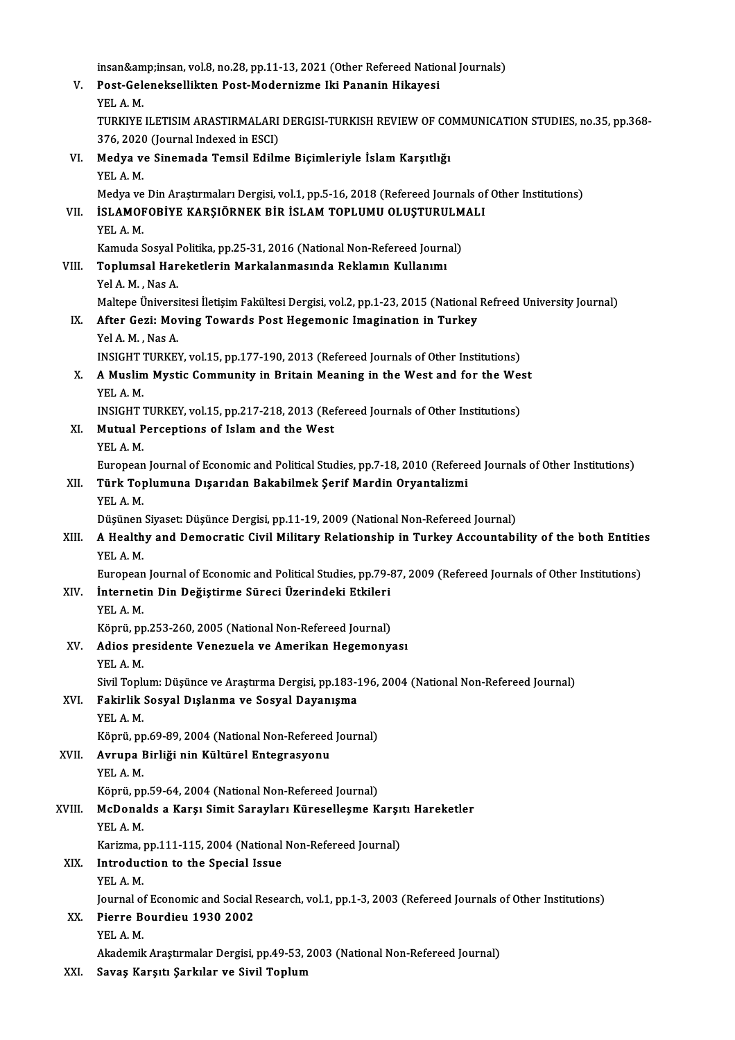insan&amp;insan, vol.8, no.28, pp.11-13, 2021 (Other Refereed National Journals)

V. **Post-Geleneksellikten Post-Modernizme Iki Pananin Hikayesi**
YEL A. M.
TURKIYE ILETISIM ARASTIRMALARI DERGISI-TURKISH REVIEW OF COMMUNICATION STUDIES, no.35, pp.368-376, 2020 (Journal Indexed in ESCI)

VI. **Medya ve Sinemada Temsil Edilme Biçimleriyle İslam Karşıtlığı**
YEL A. M.
Medya ve Din Araştırmaları Dergisi, vol.1, pp.5-16, 2018 (Refereed Journals of Other Institutions)

VII. **İSLAMOFOBİYE KARŞIÖRNEK BİR İSLAM TOPLUMU OLUŞTURULMALI**
YEL A. M.
Kamuda Sosyal Politika, pp.25-31, 2016 (National Non-Refereed Journal)

VIII. **Toplumsal Hareketlerin Markalanmasında Reklamın Kullanımı**
Yel A. M. , Nas A.
Maltepe Üniversitesi İletişim Fakültesi Dergisi, vol.2, pp.1-23, 2015 (National Refreed University Journal)

IX. **After Gezi: Moving Towards Post Hegemonic Imagination in Turkey**
Yel A. M. , Nas A.
INSIGHT TURKEY, vol.15, pp.177-190, 2013 (Refereed Journals of Other Institutions)

X. **A Muslim Mystic Community in Britain Meaning in the West and for the West**
YEL A. M.
INSIGHT TURKEY, vol.15, pp.217-218, 2013 (Refereed Journals of Other Institutions)

XI. **Mutual Perceptions of Islam and the West**
YEL A. M.
European Journal of Economic and Political Studies, pp.7-18, 2010 (Refereed Journals of Other Institutions)

XII. **Türk Toplumuna Dışarıdan Bakabilmek Şerif Mardin Oryantalizmi**
YEL A. M.
Düşünen Siyaset: Düşünce Dergisi, pp.11-19, 2009 (National Non-Refereed Journal)

XIII. **A Healthy and Democratic Civil Military Relationship in Turkey Accountability of the both Entities**
YEL A. M.
European Journal of Economic and Political Studies, pp.79-87, 2009 (Refereed Journals of Other Institutions)

XIV. **İnternetin Din Değiştirme Süreci Üzerindeki Etkileri**
YEL A. M.
Köprü, pp.253-260, 2005 (National Non-Refereed Journal)

XV. **Adios presidente Venezuela ve Amerikan Hegemonyası**
YEL A. M.
Sivil Toplum: Düşünce ve Araştırma Dergisi, pp.183-196, 2004 (National Non-Refereed Journal)

XVI. **Fakirlik Sosyal Dışlanma ve Sosyal Dayanışma**
YEL A. M.
Köprü, pp.69-89, 2004 (National Non-Refereed Journal)

XVII. **Avrupa Birliği nin Kültürel Entegrasyonu**
YEL A. M.
Köprü, pp.59-64, 2004 (National Non-Refereed Journal)

XVIII. **McDonalds a Karşı Simit Sarayları Küreselleşme Karşıtı Hareketler**
YEL A. M.
Karizma, pp.111-115, 2004 (National Non-Refereed Journal)

XIX. **Introduction to the Special Issue**
YEL A. M.
Journal of Economic and Social Research, vol.1, pp.1-3, 2003 (Refereed Journals of Other Institutions)

XX. **Pierre Bourdieu 1930 2002**
YEL A. M.
Akademik Araştırmalar Dergisi, pp.49-53, 2003 (National Non-Refereed Journal)

XXI. **Savaş Karşıtı Şarkılar ve Sivil Toplum**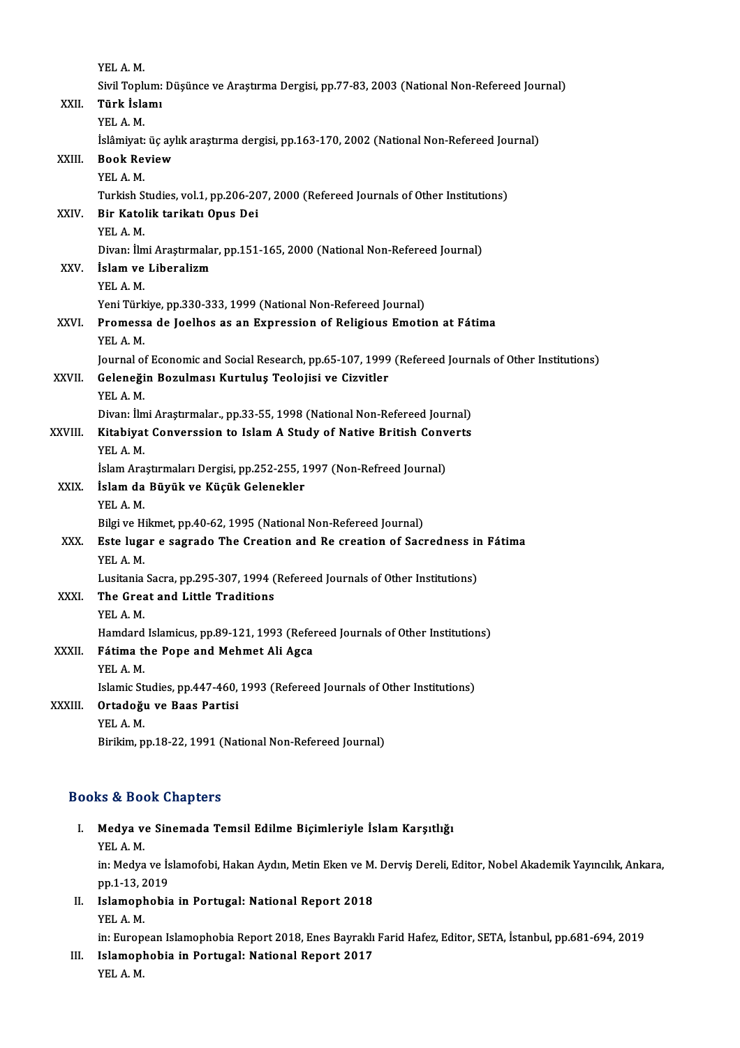YEL A. M.
Sivil Toplum: Düşünce ve Araştırma Dergisi, pp.77-83, 2003 (National Non-Refereed Journal)

XXII. **Türk İslamı**
YEL A. M.
İslâmiyat: üç aylık araştırma dergisi, pp.163-170, 2002 (National Non-Refereed Journal)

XXIII. **Book Review**
YEL A. M.
Turkish Studies, vol.1, pp.206-207, 2000 (Refereed Journals of Other Institutions)

XXIV. **Bir Katolik tarikatı Opus Dei**
YEL A. M.
Divan: İlmi Araştırmalar, pp.151-165, 2000 (National Non-Refereed Journal)

XXV. **İslam ve Liberalizm**
YEL A. M.
Yeni Türkiye, pp.330-333, 1999 (National Non-Refereed Journal)

XXVI. **Promessa de Joelhos as an Expression of Religious Emotion at Fátima**
YEL A. M.
Journal of Economic and Social Research, pp.65-107, 1999 (Refereed Journals of Other Institutions)

XXVII. **Geleneğin Bozulması Kurtuluş Teolojisi ve Cizvitler**
YEL A. M.
Divan: İlmi Araştırmalar., pp.33-55, 1998 (National Non-Refereed Journal)

XXVIII. **Kitabiyat Converssion to Islam A Study of Native British Converts**
YEL A. M.
İslam Araştırmaları Dergisi, pp.252-255, 1997 (Non-Refreed Journal)

XXIX. **İslam da Büyük ve Küçük Gelenekler**
YEL A. M.
Bilgi ve Hikmet, pp.40-62, 1995 (National Non-Refereed Journal)

XXX. **Este lugar e sagrado The Creation and Re creation of Sacredness in Fátima**
YEL A. M.
Lusitania Sacra, pp.295-307, 1994 (Refereed Journals of Other Institutions)

XXXI. **The Great and Little Traditions**
YEL A. M.
Hamdard Islamicus, pp.89-121, 1993 (Refereed Journals of Other Institutions)

XXXII. **Fátima the Pope and Mehmet Ali Agca**
YEL A. M.
Islamic Studies, pp.447-460, 1993 (Refereed Journals of Other Institutions)

XXXIII. **Ortadoğu ve Baas Partisi**
YEL A. M.
Birikim, pp.18-22, 1991 (National Non-Refereed Journal)

## Books & Book Chapters

I. **Medya ve Sinemada Temsil Edilme Biçimleriyle İslam Karşıtlığı**
YEL A. M.
in: Medya ve İslamofobi, Hakan Aydın, Metin Eken ve M. Derviş Dereli, Editor, Nobel Akademik Yayıncılık, Ankara, pp.1-13, 2019

II. **Islamophobia in Portugal: National Report 2018**
YEL A. M.
in: European Islamophobia Report 2018, Enes Bayraklı Farid Hafez, Editor, SETA, İstanbul, pp.681-694, 2019

III. **Islamophobia in Portugal: National Report 2017**
YEL A. M.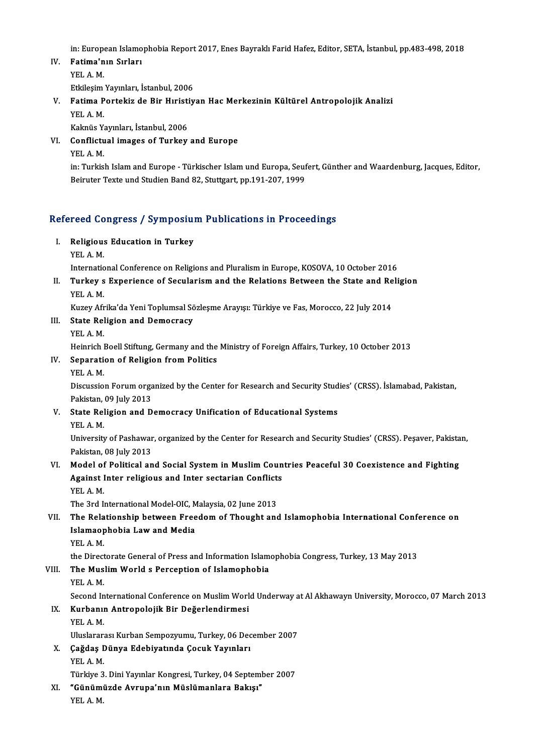in: European Islamophobia Report 2017, Enes Bayraklı Farid Hafez, Editor, SETA, İstanbul, pp.483-498, 2018

IV. **Fatima'nın Sırları**
YEL A. M.
Etkileşim Yayınları, İstanbul, 2006

V. **Fatima Portekiz de Bir Hıristiyan Hac Merkezinin Kültürel Antropolojik Analizi**
YEL A. M.
Kaknüs Yayınları, İstanbul, 2006

VI. **Conflictual images of Turkey and Europe**
YEL A. M.
in: Turkish Islam and Europe - Türkischer Islam und Europa, Seufert, Günther and Waardenburg, Jacques, Editor, Beiruter Texte und Studien Band 82, Stuttgart, pp.191-207, 1999

## Refereed Congress / Symposium Publications in Proceedings

I. **Religious Education in Turkey**
YEL A. M.
International Conference on Religions and Pluralism in Europe, KOSOVA, 10 October 2016

II. **Turkey s Experience of Secularism and the Relations Between the State and Religion**
YEL A. M.
Kuzey Afrika'da Yeni Toplumsal Sözleşme Arayışı: Türkiye ve Fas, Morocco, 22 July 2014

III. **State Religion and Democracy**
YEL A. M.
Heinrich Boell Stiftung, Germany and the Ministry of Foreign Affairs, Turkey, 10 October 2013

IV. **Separation of Religion from Politics**
YEL A. M.
Discussion Forum organized by the Center for Research and Security Studies' (CRSS). İslamabad, Pakistan, Pakistan, 09 July 2013

V. **State Religion and Democracy Unification of Educational Systems**
YEL A. M.
University of Pashawar, organized by the Center for Research and Security Studies' (CRSS). Peşaver, Pakistan, Pakistan, 08 July 2013

VI. **Model of Political and Social System in Muslim Countries Peaceful 30 Coexistence and Fighting Against Inter religious and Inter sectarian Conflicts**
YEL A. M.
The 3rd International Model-OIC, Malaysia, 02 June 2013

VII. **The Relationship between Freedom of Thought and Islamophobia International Conference on Islamaophobia Law and Media**
YEL A. M.
the Directorate General of Press and Information Islamophobia Congress, Turkey, 13 May 2013

VIII. **The Muslim World s Perception of Islamophobia**
YEL A. M.
Second International Conference on Muslim World Underway at Al Akhawayn University, Morocco, 07 March 2013

IX. **Kurbanın Antropolojik Bir Değerlendirmesi**
YEL A. M.
Uluslararası Kurban Sempozyumu, Turkey, 06 December 2007

X. **Çağdaş Dünya Edebiyatında Çocuk Yayınları**
YEL A. M.
Türkiye 3. Dini Yayınlar Kongresi, Turkey, 04 September 2007

XI. **"Günümüzde Avrupa'nın Müslümanlara Bakışı"**
YEL A. M.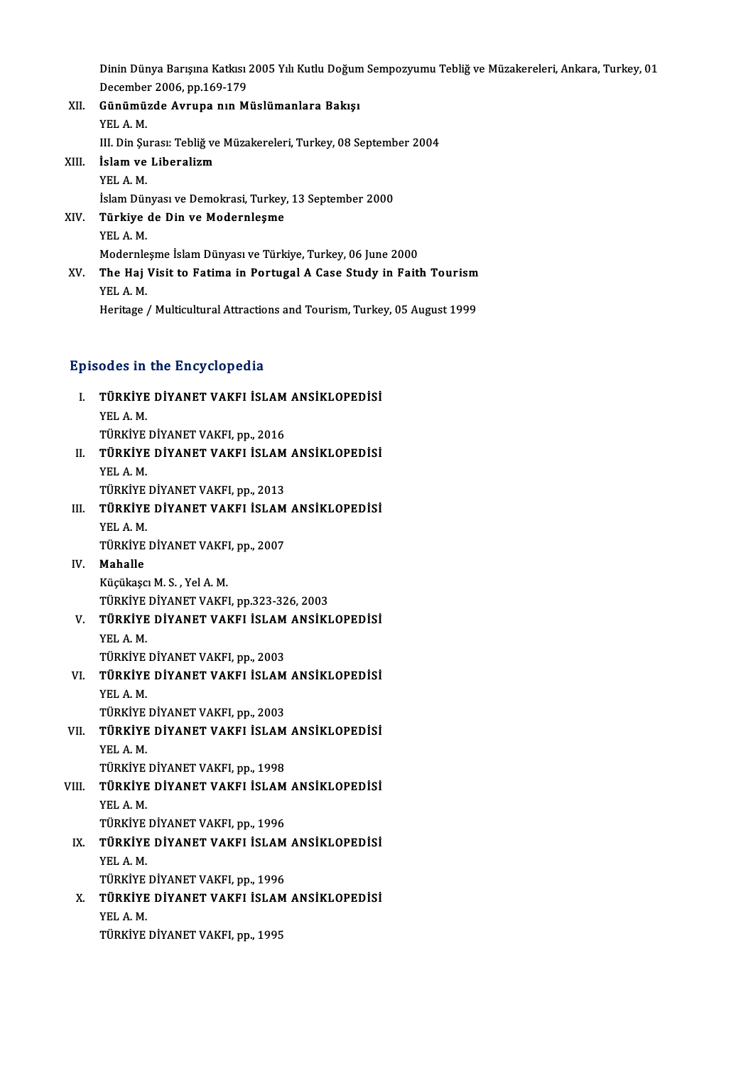Dinin Dünya Barışına Katkısı 2005 Yılı Kutlu Doğum Sempozyumu Tebliğ ve Müzakereleri, Ankara, Turkey, 01 December 2006, pp.169-179

XII. **Günümüzde Avrupa nın Müslümanlara Bakışı**
YEL A. M.
III. Din Şurası: Tebliğ ve Müzakereleri, Turkey, 08 September 2004

XIII. **İslam ve Liberalizm**
YEL A. M.
İslam Dünyası ve Demokrasi, Turkey, 13 September 2000

XIV. **Türkiye de Din ve Modernleşme**
YEL A. M.
Modernleşme İslam Dünyası ve Türkiye, Turkey, 06 June 2000

XV. **The Haj Visit to Fatima in Portugal A Case Study in Faith Tourism**
YEL A. M.
Heritage / Multicultural Attractions and Tourism, Turkey, 05 August 1999

## Episodes in the Encyclopedia

I. **TÜRKİYE DİYANET VAKFI İSLAM ANSİKLOPEDİSİ**
YEL A. M.
TÜRKİYE DİYANET VAKFI, pp., 2016

II. **TÜRKİYE DİYANET VAKFI İSLAM ANSİKLOPEDİSİ**
YEL A. M.
TÜRKİYE DİYANET VAKFI, pp., 2013

III. **TÜRKİYE DİYANET VAKFI İSLAM ANSİKLOPEDİSİ**
YEL A. M.
TÜRKİYE DİYANET VAKFI, pp., 2007

IV. **Mahalle**
Küçükaşcı M. S. , Yel A. M.
TÜRKİYE DİYANET VAKFI, pp.323-326, 2003

V. **TÜRKİYE DİYANET VAKFI İSLAM ANSİKLOPEDİSİ**
YEL A. M.
TÜRKİYE DİYANET VAKFI, pp., 2003

VI. **TÜRKİYE DİYANET VAKFI İSLAM ANSİKLOPEDİSİ**
YEL A. M.
TÜRKİYE DİYANET VAKFI, pp., 2003

VII. **TÜRKİYE DİYANET VAKFI İSLAM ANSİKLOPEDİSİ**
YEL A. M.
TÜRKİYE DİYANET VAKFI, pp., 1998

VIII. **TÜRKİYE DİYANET VAKFI İSLAM ANSİKLOPEDİSİ**
YEL A. M.
TÜRKİYE DİYANET VAKFI, pp., 1996

IX. **TÜRKİYE DİYANET VAKFI İSLAM ANSİKLOPEDİSİ**
YEL A. M.
TÜRKİYE DİYANET VAKFI, pp., 1996

X. **TÜRKİYE DİYANET VAKFI İSLAM ANSİKLOPEDİSİ**
YEL A. M.
TÜRKİYE DİYANET VAKFI, pp., 1995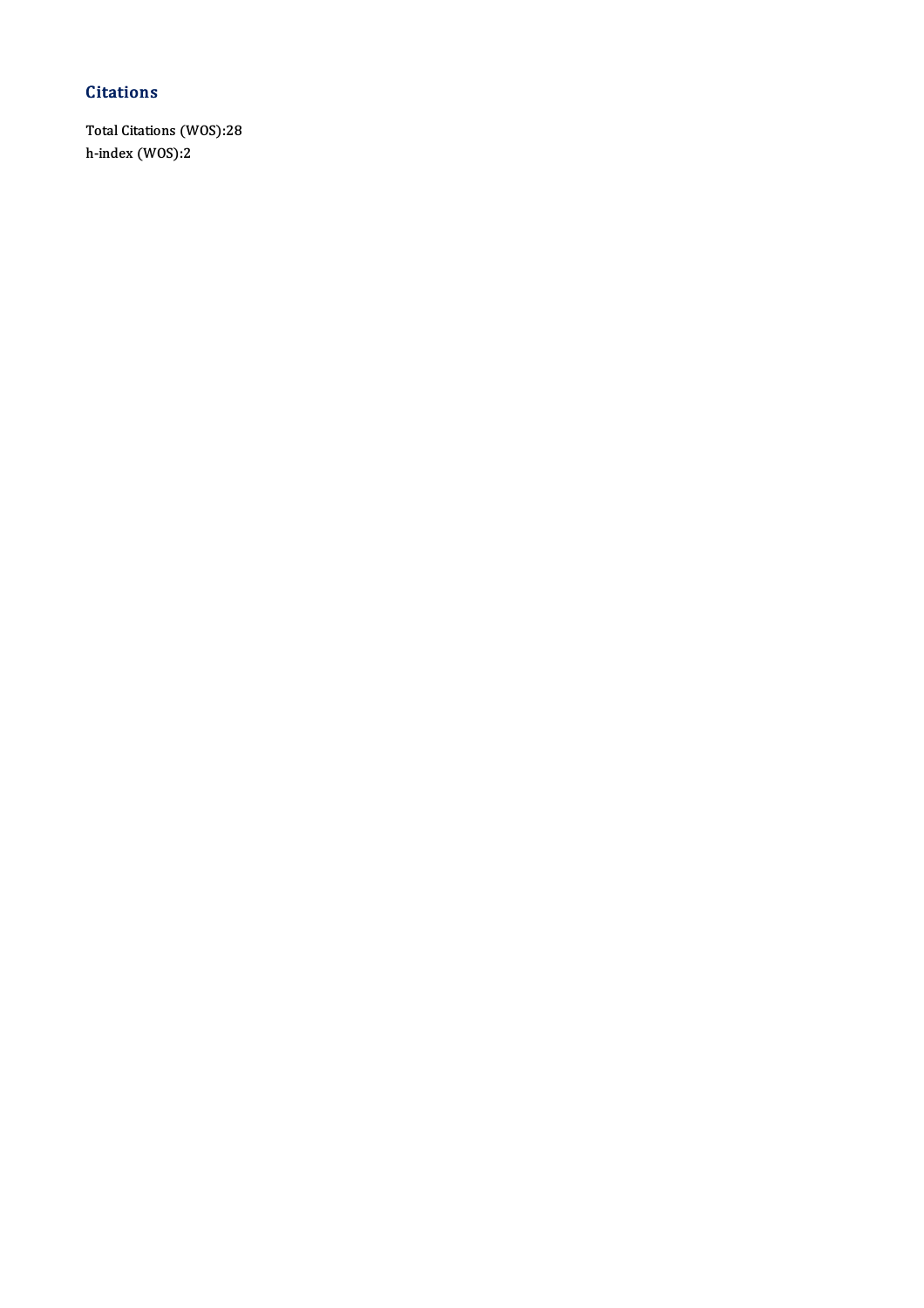## Citations

Total Citations (WOS):28
h-index (WOS):2